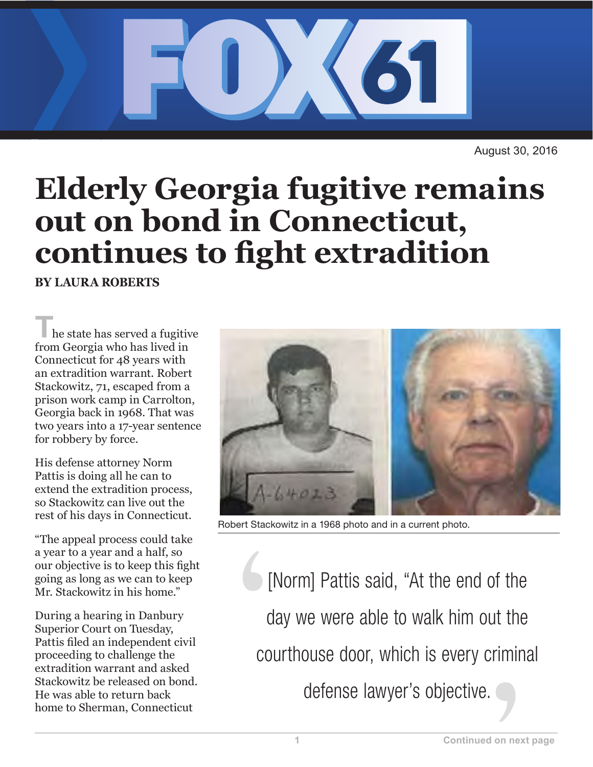August 30, 2016

# Elderly Georgia fugitive remains out on bond in Connecticut, continues to fight extradition

**BY LAURA ROBERTS**

The state has served a fugitive from Georgia who has lived in Connecticut for 48 years with an extradition warrant. Robert Stackowitz, 71, escaped from a prison work camp in Carrolton, Georgia back in 1968. That was two years into a 17-year sentence for robbery by force.

His defense attorney Norm Pattis is doing all he can to extend the extradition process, so Stackowitz can live out the rest of his days in Connecticut.

"The appeal process could take a year to a year and a half, so our objective is to keep this fight going as long as we can to keep Mr. Stackowitz in his home."

During a hearing in Danbury Superior Court on Tuesday, Pattis filed an independent civil proceeding to challenge the extradition warrant and asked Stackowitz be released on bond. He was able to return back home to Sherman, Connecticut

Robert Stackowitz in a 1968 photo and in a current photo.

> [Norm] Pattis said, "At the end of the day we were able to walk him out the courthouse door, which is every criminal defense lawyer's objective.

Continued on next page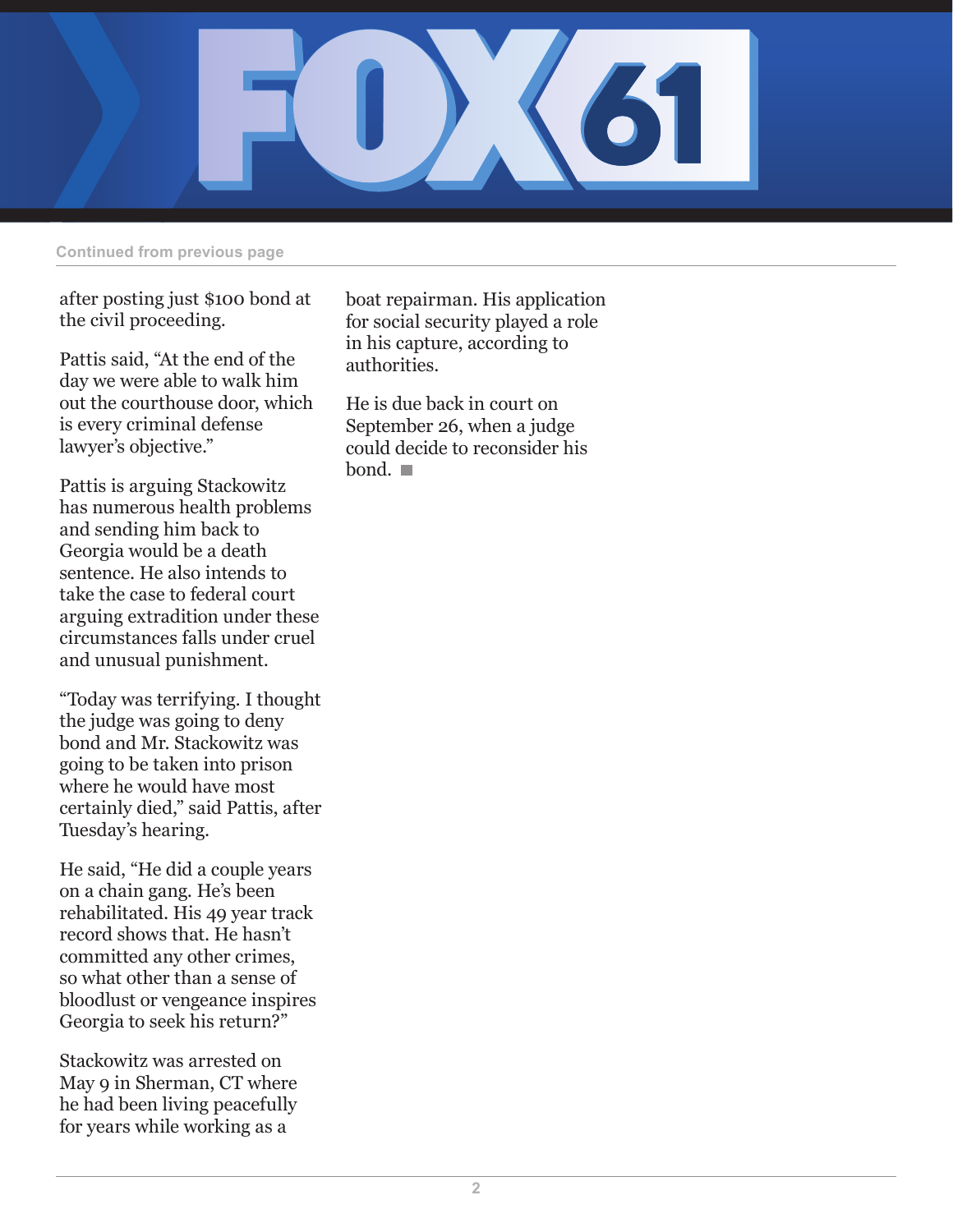Continued from previous page

after posting just $100 bond at the civil proceeding.

Pattis said, “At the end of the day we were able to walk him out the courthouse door, which is every criminal defense lawyer’s objective.”

Pattis is arguing Stackowitz has numerous health problems and sending him back to Georgia would be a death sentence. He also intends to take the case to federal court arguing extradition under these circumstances falls under cruel and unusual punishment.

“Today was terrifying. I thought the judge was going to deny bond and Mr. Stackowitz was going to be taken into prison where he would have most certainly died,” said Pattis, after Tuesday’s hearing.

He said, “He did a couple years on a chain gang. He’s been rehabilitated. His 49 year track record shows that. He hasn’t committed any other crimes, so what other than a sense of bloodlust or vengeance inspires Georgia to seek his return?”

Stackowitz was arrested on May 9 in Sherman, CT where he had been living peacefully for years while working as a boat repairman. His application for social security played a role in his capture, according to authorities.

He is due back in court on September 26, when a judge could decide to reconsider his bond. ■